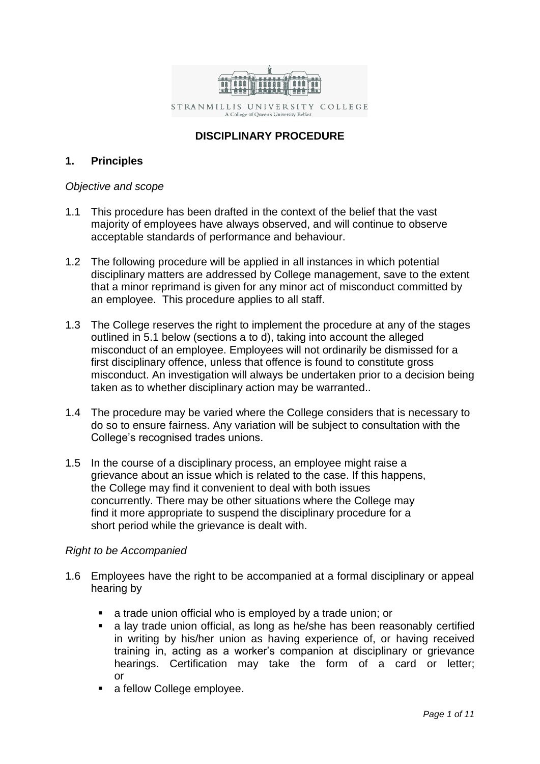STRANMILLIS UNIVERSITY COLLEGE
A College of Queen's University Belfast

# DISCIPLINARY PROCEDURE

## 1. Principles

*Objective and scope*

1.1 This procedure has been drafted in the context of the belief that the vast majority of employees have always observed, and will continue to observe acceptable standards of performance and behaviour.

1.2 The following procedure will be applied in all instances in which potential disciplinary matters are addressed by College management, save to the extent that a minor reprimand is given for any minor act of misconduct committed by an employee. This procedure applies to all staff.

1.3 The College reserves the right to implement the procedure at any of the stages outlined in 5.1 below (sections a to d), taking into account the alleged misconduct of an employee. Employees will not ordinarily be dismissed for a first disciplinary offence, unless that offence is found to constitute gross misconduct. An investigation will always be undertaken prior to a decision being taken as to whether disciplinary action may be warranted..

1.4 The procedure may be varied where the College considers that is necessary to do so to ensure fairness. Any variation will be subject to consultation with the College's recognised trades unions.

1.5 In the course of a disciplinary process, an employee might raise a grievance about an issue which is related to the case. If this happens, the College may find it convenient to deal with both issues concurrently. There may be other situations where the College may find it more appropriate to suspend the disciplinary procedure for a short period while the grievance is dealt with.

*Right to be Accompanied*

1.6 Employees have the right to be accompanied at a formal disciplinary or appeal hearing by

- a trade union official who is employed by a trade union; or
- a lay trade union official, as long as he/she has been reasonably certified in writing by his/her union as having experience of, or having received training in, acting as a worker's companion at disciplinary or grievance hearings. Certification may take the form of a card or letter; or
- a fellow College employee.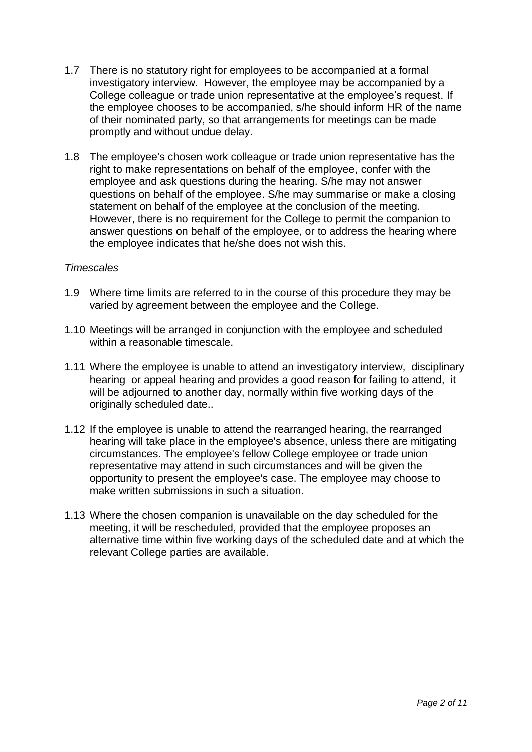1.7 There is no statutory right for employees to be accompanied at a formal investigatory interview. However, the employee may be accompanied by a College colleague or trade union representative at the employee's request. If the employee chooses to be accompanied, s/he should inform HR of the name of their nominated party, so that arrangements for meetings can be made promptly and without undue delay.

1.8 The employee's chosen work colleague or trade union representative has the right to make representations on behalf of the employee, confer with the employee and ask questions during the hearing. S/he may not answer questions on behalf of the employee. S/he may summarise or make a closing statement on behalf of the employee at the conclusion of the meeting. However, there is no requirement for the College to permit the companion to answer questions on behalf of the employee, or to address the hearing where the employee indicates that he/she does not wish this.

*Timescales*

1.9 Where time limits are referred to in the course of this procedure they may be varied by agreement between the employee and the College.

1.10 Meetings will be arranged in conjunction with the employee and scheduled within a reasonable timescale.

1.11 Where the employee is unable to attend an investigatory interview, disciplinary hearing or appeal hearing and provides a good reason for failing to attend, it will be adjourned to another day, normally within five working days of the originally scheduled date..

1.12 If the employee is unable to attend the rearranged hearing, the rearranged hearing will take place in the employee's absence, unless there are mitigating circumstances. The employee's fellow College employee or trade union representative may attend in such circumstances and will be given the opportunity to present the employee's case. The employee may choose to make written submissions in such a situation.

1.13 Where the chosen companion is unavailable on the day scheduled for the meeting, it will be rescheduled, provided that the employee proposes an alternative time within five working days of the scheduled date and at which the relevant College parties are available.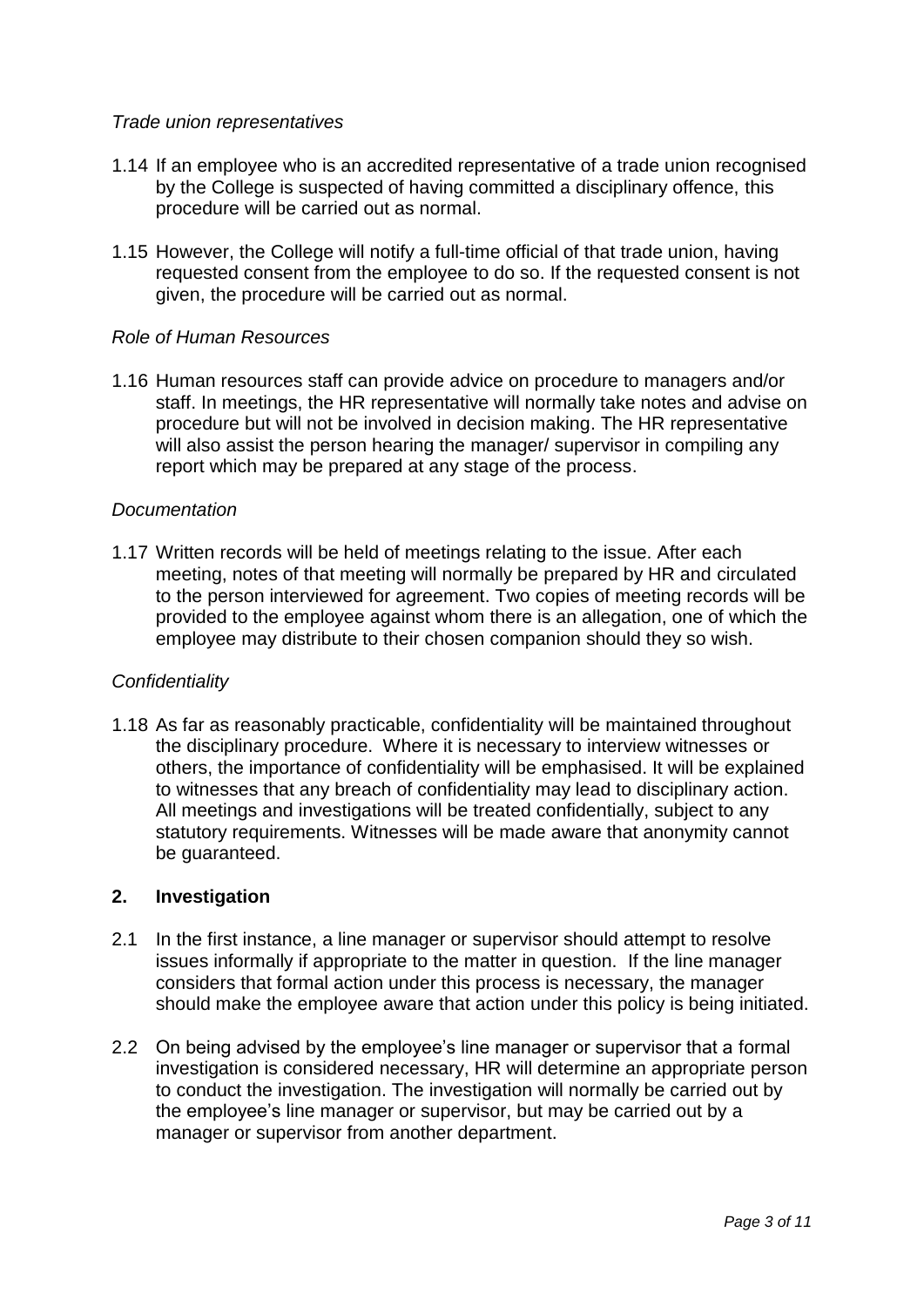*Trade union representatives*

1.14 If an employee who is an accredited representative of a trade union recognised by the College is suspected of having committed a disciplinary offence, this procedure will be carried out as normal.

1.15 However, the College will notify a full-time official of that trade union, having requested consent from the employee to do so. If the requested consent is not given, the procedure will be carried out as normal.

*Role of Human Resources*

1.16 Human resources staff can provide advice on procedure to managers and/or staff. In meetings, the HR representative will normally take notes and advise on procedure but will not be involved in decision making. The HR representative will also assist the person hearing the manager/ supervisor in compiling any report which may be prepared at any stage of the process.

*Documentation*

1.17 Written records will be held of meetings relating to the issue. After each meeting, notes of that meeting will normally be prepared by HR and circulated to the person interviewed for agreement. Two copies of meeting records will be provided to the employee against whom there is an allegation, one of which the employee may distribute to their chosen companion should they so wish.

*Confidentiality*

1.18 As far as reasonably practicable, confidentiality will be maintained throughout the disciplinary procedure. Where it is necessary to interview witnesses or others, the importance of confidentiality will be emphasised. It will be explained to witnesses that any breach of confidentiality may lead to disciplinary action. All meetings and investigations will be treated confidentially, subject to any statutory requirements. Witnesses will be made aware that anonymity cannot be guaranteed.

## 2. Investigation

2.1 In the first instance, a line manager or supervisor should attempt to resolve issues informally if appropriate to the matter in question. If the line manager considers that formal action under this process is necessary, the manager should make the employee aware that action under this policy is being initiated.

2.2 On being advised by the employee's line manager or supervisor that a formal investigation is considered necessary, HR will determine an appropriate person to conduct the investigation. The investigation will normally be carried out by the employee's line manager or supervisor, but may be carried out by a manager or supervisor from another department.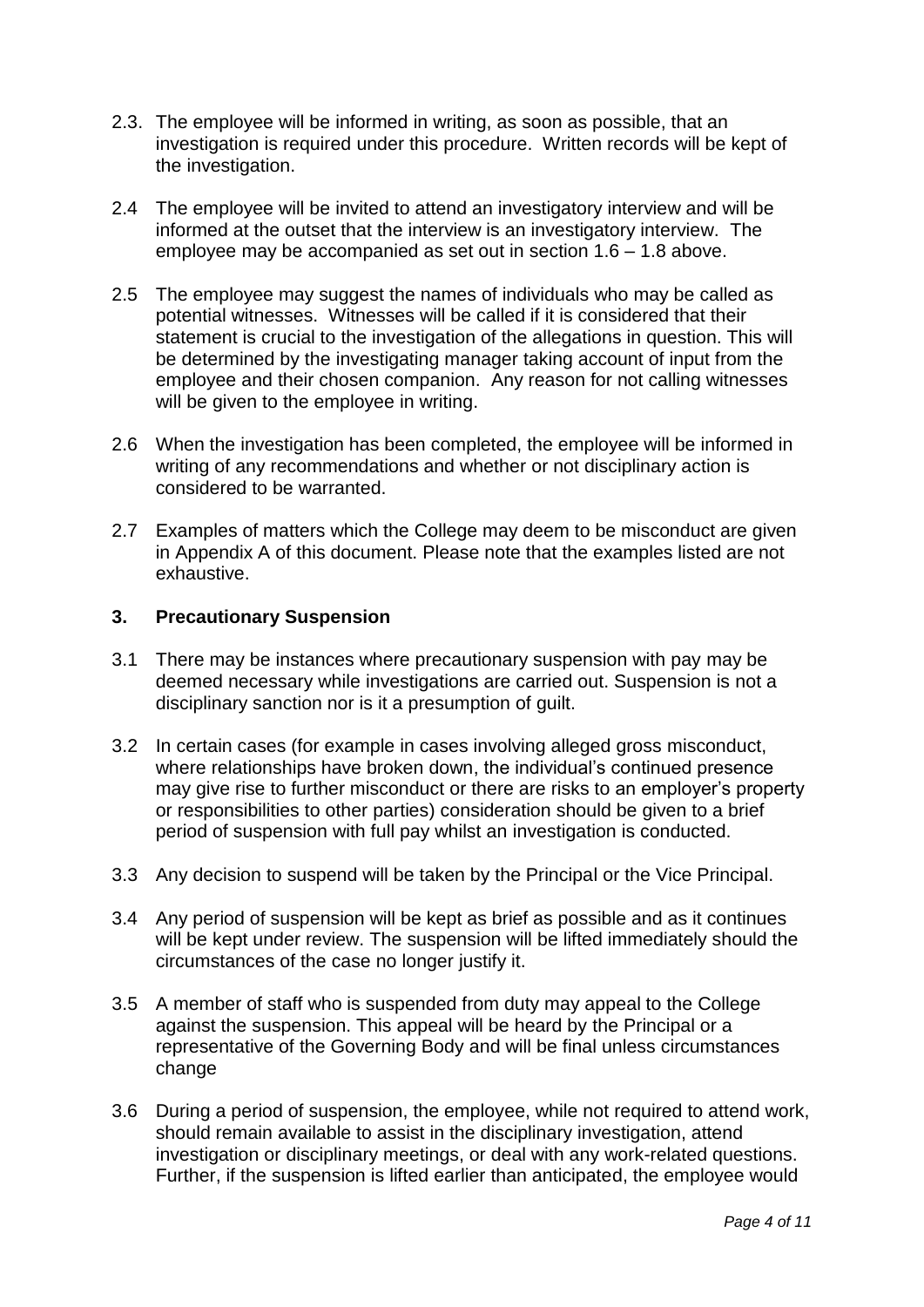2.3. The employee will be informed in writing, as soon as possible, that an investigation is required under this procedure. Written records will be kept of the investigation.

2.4 The employee will be invited to attend an investigatory interview and will be informed at the outset that the interview is an investigatory interview. The employee may be accompanied as set out in section 1.6 – 1.8 above.

2.5 The employee may suggest the names of individuals who may be called as potential witnesses. Witnesses will be called if it is considered that their statement is crucial to the investigation of the allegations in question. This will be determined by the investigating manager taking account of input from the employee and their chosen companion. Any reason for not calling witnesses will be given to the employee in writing.

2.6 When the investigation has been completed, the employee will be informed in writing of any recommendations and whether or not disciplinary action is considered to be warranted.

2.7 Examples of matters which the College may deem to be misconduct are given in Appendix A of this document. Please note that the examples listed are not exhaustive.

## 3. Precautionary Suspension

3.1 There may be instances where precautionary suspension with pay may be deemed necessary while investigations are carried out. Suspension is not a disciplinary sanction nor is it a presumption of guilt.

3.2 In certain cases (for example in cases involving alleged gross misconduct, where relationships have broken down, the individual's continued presence may give rise to further misconduct or there are risks to an employer's property or responsibilities to other parties) consideration should be given to a brief period of suspension with full pay whilst an investigation is conducted.

3.3 Any decision to suspend will be taken by the Principal or the Vice Principal.

3.4 Any period of suspension will be kept as brief as possible and as it continues will be kept under review. The suspension will be lifted immediately should the circumstances of the case no longer justify it.

3.5 A member of staff who is suspended from duty may appeal to the College against the suspension. This appeal will be heard by the Principal or a representative of the Governing Body and will be final unless circumstances change

3.6 During a period of suspension, the employee, while not required to attend work, should remain available to assist in the disciplinary investigation, attend investigation or disciplinary meetings, or deal with any work-related questions. Further, if the suspension is lifted earlier than anticipated, the employee would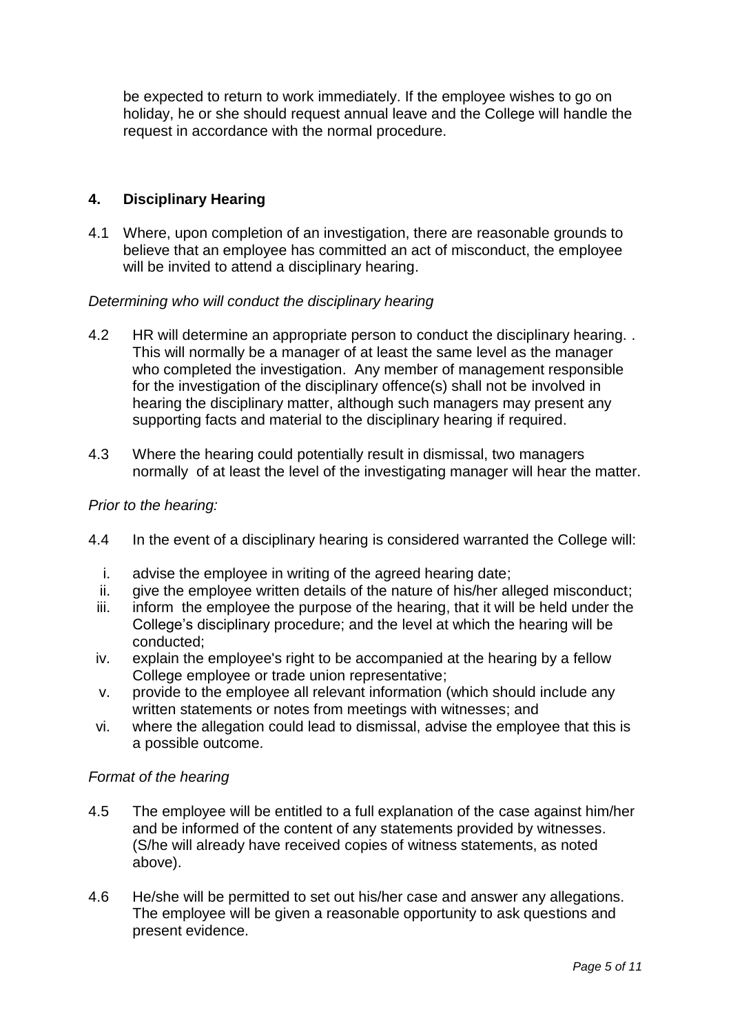be expected to return to work immediately. If the employee wishes to go on holiday, he or she should request annual leave and the College will handle the request in accordance with the normal procedure.

## 4. Disciplinary Hearing

4.1 Where, upon completion of an investigation, there are reasonable grounds to believe that an employee has committed an act of misconduct, the employee will be invited to attend a disciplinary hearing.

*Determining who will conduct the disciplinary hearing*

4.2 HR will determine an appropriate person to conduct the disciplinary hearing. . This will normally be a manager of at least the same level as the manager who completed the investigation. Any member of management responsible for the investigation of the disciplinary offence(s) shall not be involved in hearing the disciplinary matter, although such managers may present any supporting facts and material to the disciplinary hearing if required.

4.3 Where the hearing could potentially result in dismissal, two managers normally of at least the level of the investigating manager will hear the matter.

*Prior to the hearing:*

4.4 In the event of a disciplinary hearing is considered warranted the College will:

i. advise the employee in writing of the agreed hearing date;
ii. give the employee written details of the nature of his/her alleged misconduct;
iii. inform the employee the purpose of the hearing, that it will be held under the College's disciplinary procedure; and the level at which the hearing will be conducted;
iv. explain the employee's right to be accompanied at the hearing by a fellow College employee or trade union representative;
v. provide to the employee all relevant information (which should include any written statements or notes from meetings with witnesses; and
vi. where the allegation could lead to dismissal, advise the employee that this is a possible outcome.

*Format of the hearing*

4.5 The employee will be entitled to a full explanation of the case against him/her and be informed of the content of any statements provided by witnesses. (S/he will already have received copies of witness statements, as noted above).

4.6 He/she will be permitted to set out his/her case and answer any allegations. The employee will be given a reasonable opportunity to ask questions and present evidence.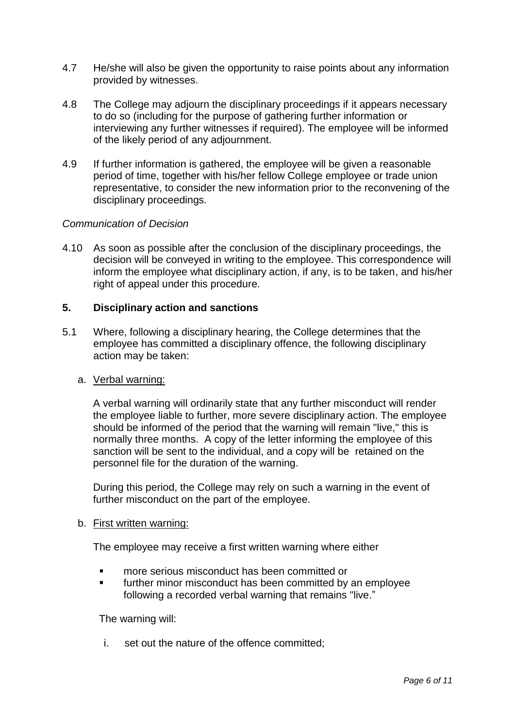4.7 He/she will also be given the opportunity to raise points about any information provided by witnesses.

4.8 The College may adjourn the disciplinary proceedings if it appears necessary to do so (including for the purpose of gathering further information or interviewing any further witnesses if required). The employee will be informed of the likely period of any adjournment.

4.9 If further information is gathered, the employee will be given a reasonable period of time, together with his/her fellow College employee or trade union representative, to consider the new information prior to the reconvening of the disciplinary proceedings.

*Communication of Decision*

4.10 As soon as possible after the conclusion of the disciplinary proceedings, the decision will be conveyed in writing to the employee. This correspondence will inform the employee what disciplinary action, if any, is to be taken, and his/her right of appeal under this procedure.

## 5. Disciplinary action and sanctions

5.1 Where, following a disciplinary hearing, the College determines that the employee has committed a disciplinary offence, the following disciplinary action may be taken:

a. Verbal warning:

   A verbal warning will ordinarily state that any further misconduct will render the employee liable to further, more severe disciplinary action. The employee should be informed of the period that the warning will remain "live," this is normally three months. A copy of the letter informing the employee of this sanction will be sent to the individual, and a copy will be retained on the personnel file for the duration of the warning.

   During this period, the College may rely on such a warning in the event of further misconduct on the part of the employee.

b. First written warning:

   The employee may receive a first written warning where either

   - more serious misconduct has been committed or
   - further minor misconduct has been committed by an employee following a recorded verbal warning that remains "live."

   The warning will:

   i. set out the nature of the offence committed;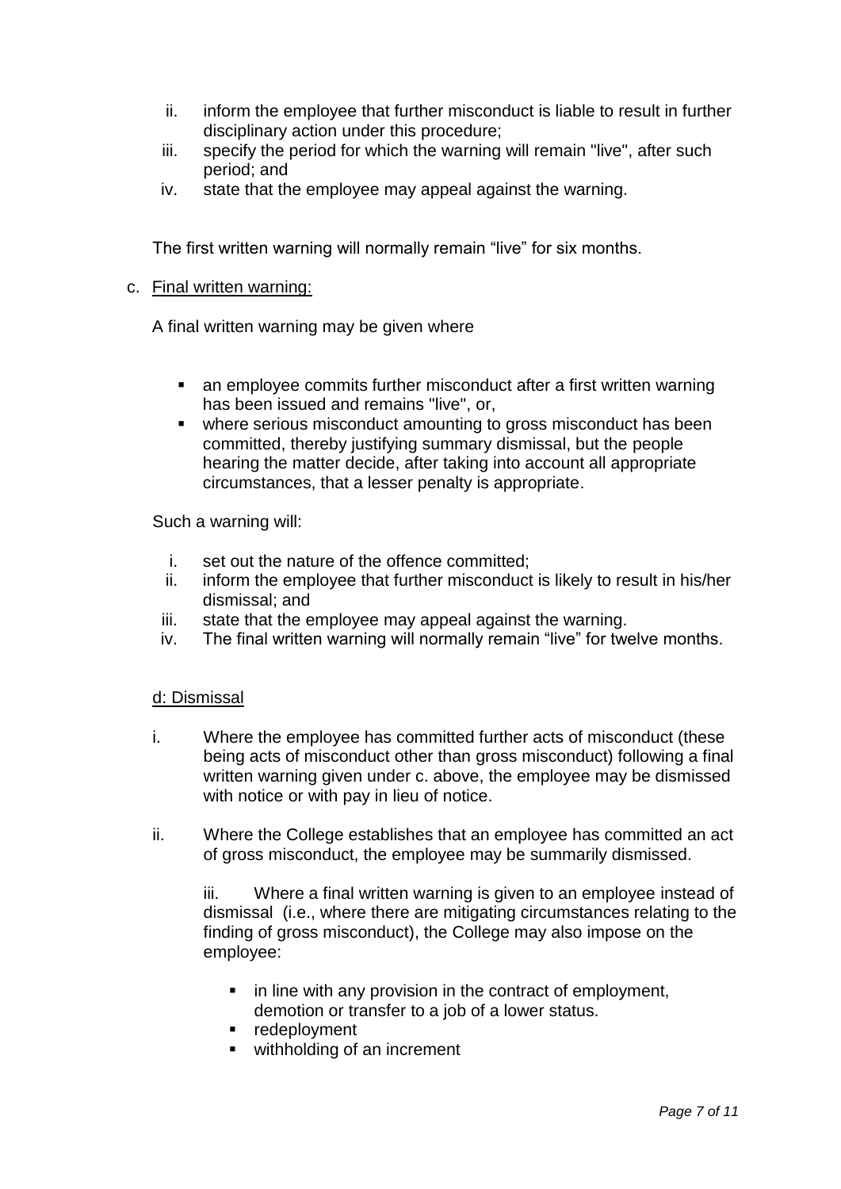ii. inform the employee that further misconduct is liable to result in further disciplinary action under this procedure;
iii. specify the period for which the warning will remain "live", after such period; and
iv. state that the employee may appeal against the warning.

The first written warning will normally remain "live" for six months.

c. Final written warning:

A final written warning may be given where

- an employee commits further misconduct after a first written warning has been issued and remains "live", or,
- where serious misconduct amounting to gross misconduct has been committed, thereby justifying summary dismissal, but the people hearing the matter decide, after taking into account all appropriate circumstances, that a lesser penalty is appropriate.

Such a warning will:

i. set out the nature of the offence committed;
ii. inform the employee that further misconduct is likely to result in his/her dismissal; and
iii. state that the employee may appeal against the warning.
iv. The final written warning will normally remain "live" for twelve months.

d: Dismissal

i. Where the employee has committed further acts of misconduct (these being acts of misconduct other than gross misconduct) following a final written warning given under c. above, the employee may be dismissed with notice or with pay in lieu of notice.

ii. Where the College establishes that an employee has committed an act of gross misconduct, the employee may be summarily dismissed.

iii. Where a final written warning is given to an employee instead of dismissal (i.e., where there are mitigating circumstances relating to the finding of gross misconduct), the College may also impose on the employee:

- in line with any provision in the contract of employment, demotion or transfer to a job of a lower status.
- redeployment
- withholding of an increment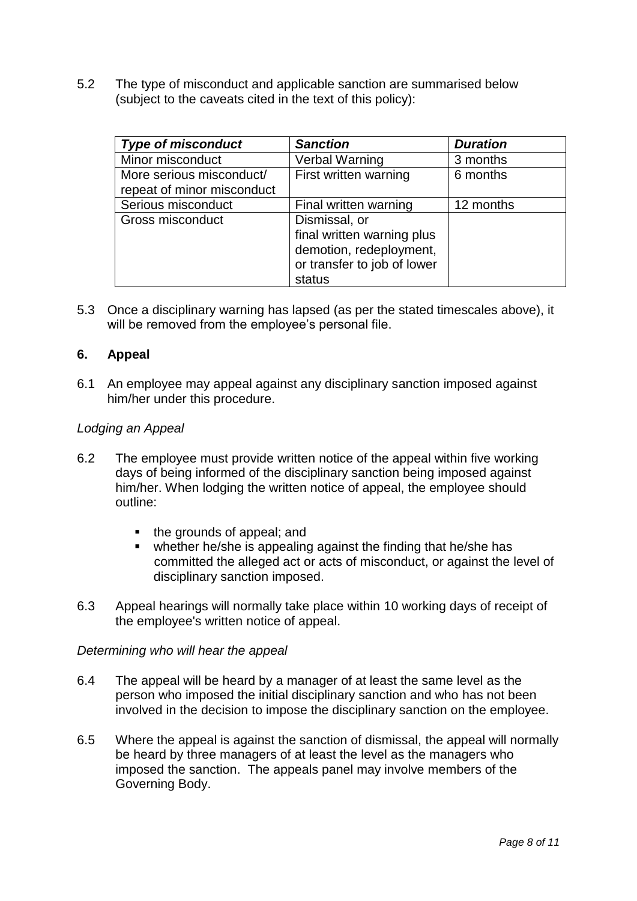5.2 The type of misconduct and applicable sanction are summarised below (subject to the caveats cited in the text of this policy):

| ***Type of misconduct*** | ***Sanction*** | ***Duration*** |
|---|---|---|
| Minor misconduct | Verbal Warning | 3 months |
| More serious misconduct/ repeat of minor misconduct | First written warning | 6 months |
| Serious misconduct | Final written warning | 12 months |
| Gross misconduct | Dismissal, or final written warning plus demotion, redeployment, or transfer to job of lower status | |

5.3 Once a disciplinary warning has lapsed (as per the stated timescales above), it will be removed from the employee's personal file.

## 6. Appeal

6.1 An employee may appeal against any disciplinary sanction imposed against him/her under this procedure.

*Lodging an Appeal*

6.2 The employee must provide written notice of the appeal within five working days of being informed of the disciplinary sanction being imposed against him/her. When lodging the written notice of appeal, the employee should outline:

- the grounds of appeal; and
- whether he/she is appealing against the finding that he/she has committed the alleged act or acts of misconduct, or against the level of disciplinary sanction imposed.

6.3 Appeal hearings will normally take place within 10 working days of receipt of the employee's written notice of appeal.

*Determining who will hear the appeal*

6.4 The appeal will be heard by a manager of at least the same level as the person who imposed the initial disciplinary sanction and who has not been involved in the decision to impose the disciplinary sanction on the employee.

6.5 Where the appeal is against the sanction of dismissal, the appeal will normally be heard by three managers of at least the level as the managers who imposed the sanction. The appeals panel may involve members of the Governing Body.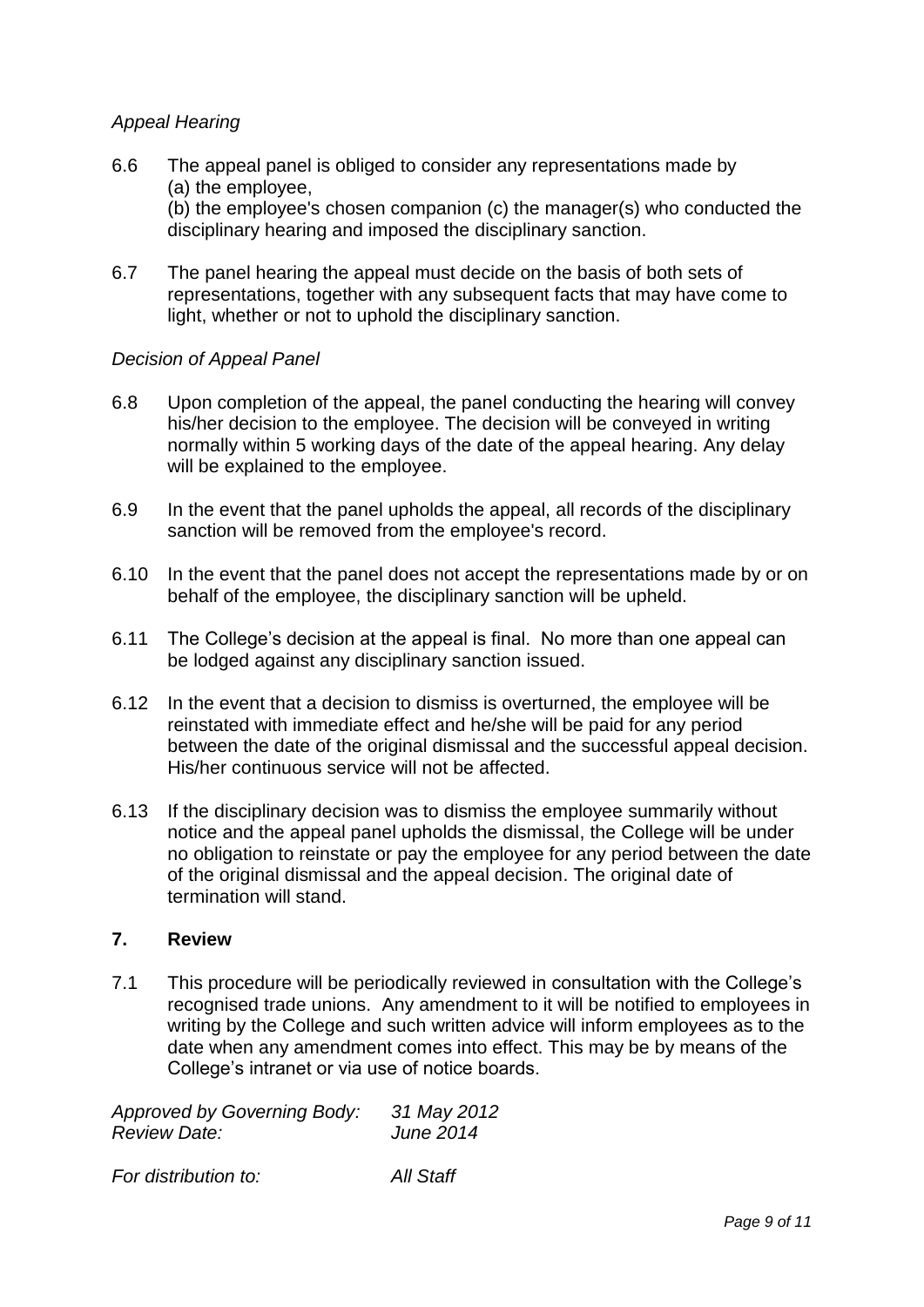*Appeal Hearing*

6.6 The appeal panel is obliged to consider any representations made by
(a) the employee,
(b) the employee's chosen companion (c) the manager(s) who conducted the disciplinary hearing and imposed the disciplinary sanction.

6.7 The panel hearing the appeal must decide on the basis of both sets of representations, together with any subsequent facts that may have come to light, whether or not to uphold the disciplinary sanction.

*Decision of Appeal Panel*

6.8 Upon completion of the appeal, the panel conducting the hearing will convey his/her decision to the employee. The decision will be conveyed in writing normally within 5 working days of the date of the appeal hearing. Any delay will be explained to the employee.

6.9 In the event that the panel upholds the appeal, all records of the disciplinary sanction will be removed from the employee's record.

6.10 In the event that the panel does not accept the representations made by or on behalf of the employee, the disciplinary sanction will be upheld.

6.11 The College's decision at the appeal is final. No more than one appeal can be lodged against any disciplinary sanction issued.

6.12 In the event that a decision to dismiss is overturned, the employee will be reinstated with immediate effect and he/she will be paid for any period between the date of the original dismissal and the successful appeal decision. His/her continuous service will not be affected.

6.13 If the disciplinary decision was to dismiss the employee summarily without notice and the appeal panel upholds the dismissal, the College will be under no obligation to reinstate or pay the employee for any period between the date of the original dismissal and the appeal decision. The original date of termination will stand.

## 7. Review

7.1 This procedure will be periodically reviewed in consultation with the College's recognised trade unions. Any amendment to it will be notified to employees in writing by the College and such written advice will inform employees as to the date when any amendment comes into effect. This may be by means of the College's intranet or via use of notice boards.

*Approved by Governing Body:* *31 May 2012*
*Review Date:* *June 2014*

*For distribution to:* *All Staff*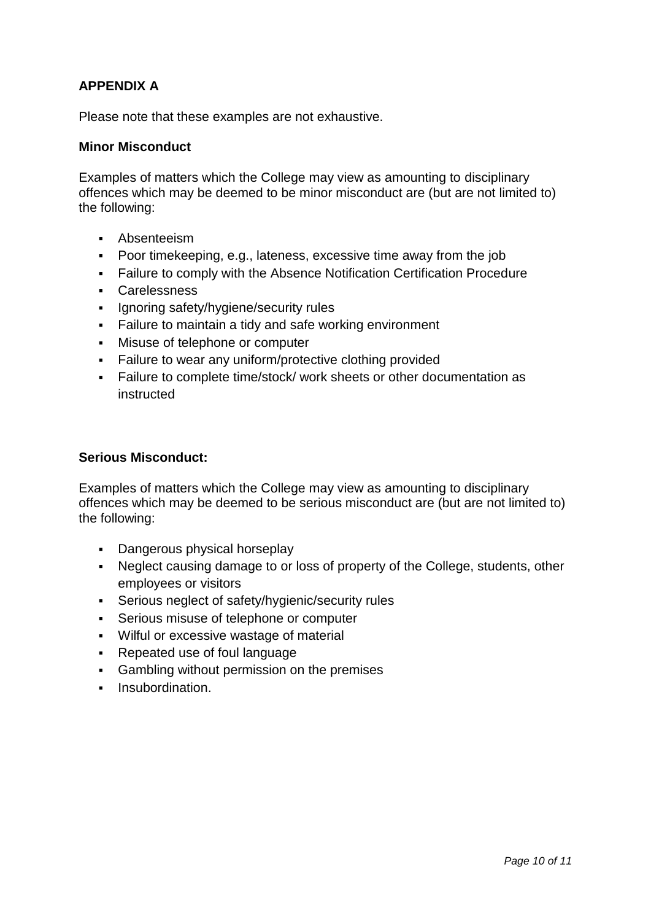## APPENDIX A

Please note that these examples are not exhaustive.

### Minor Misconduct

Examples of matters which the College may view as amounting to disciplinary offences which may be deemed to be minor misconduct are (but are not limited to) the following:

- Absenteeism
- Poor timekeeping, e.g., lateness, excessive time away from the job
- Failure to comply with the Absence Notification Certification Procedure
- Carelessness
- Ignoring safety/hygiene/security rules
- Failure to maintain a tidy and safe working environment
- Misuse of telephone or computer
- Failure to wear any uniform/protective clothing provided
- Failure to complete time/stock/ work sheets or other documentation as instructed

### Serious Misconduct:

Examples of matters which the College may view as amounting to disciplinary offences which may be deemed to be serious misconduct are (but are not limited to) the following:

- Dangerous physical horseplay
- Neglect causing damage to or loss of property of the College, students, other employees or visitors
- Serious neglect of safety/hygienic/security rules
- Serious misuse of telephone or computer
- Wilful or excessive wastage of material
- Repeated use of foul language
- Gambling without permission on the premises
- Insubordination.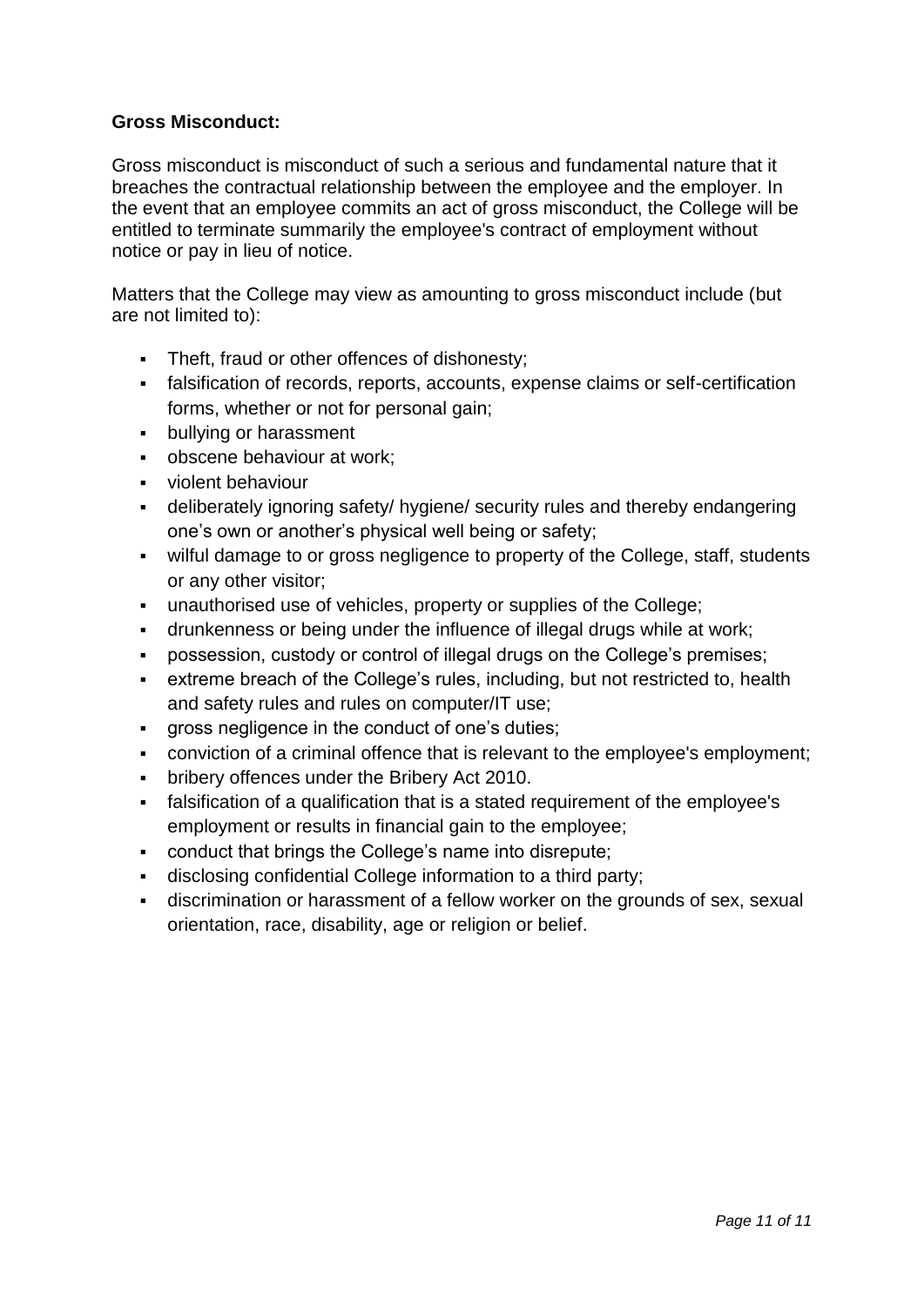**Gross Misconduct:**

Gross misconduct is misconduct of such a serious and fundamental nature that it breaches the contractual relationship between the employee and the employer. In the event that an employee commits an act of gross misconduct, the College will be entitled to terminate summarily the employee's contract of employment without notice or pay in lieu of notice.

Matters that the College may view as amounting to gross misconduct include (but are not limited to):

- Theft, fraud or other offences of dishonesty;
- falsification of records, reports, accounts, expense claims or self-certification forms, whether or not for personal gain;
- bullying or harassment
- obscene behaviour at work;
- violent behaviour
- deliberately ignoring safety/ hygiene/ security rules and thereby endangering one's own or another's physical well being or safety;
- wilful damage to or gross negligence to property of the College, staff, students or any other visitor;
- unauthorised use of vehicles, property or supplies of the College;
- drunkenness or being under the influence of illegal drugs while at work;
- possession, custody or control of illegal drugs on the College's premises;
- extreme breach of the College's rules, including, but not restricted to, health and safety rules and rules on computer/IT use;
- gross negligence in the conduct of one's duties;
- conviction of a criminal offence that is relevant to the employee's employment;
- bribery offences under the Bribery Act 2010.
- falsification of a qualification that is a stated requirement of the employee's employment or results in financial gain to the employee;
- conduct that brings the College's name into disrepute;
- disclosing confidential College information to a third party;
- discrimination or harassment of a fellow worker on the grounds of sex, sexual orientation, race, disability, age or religion or belief.